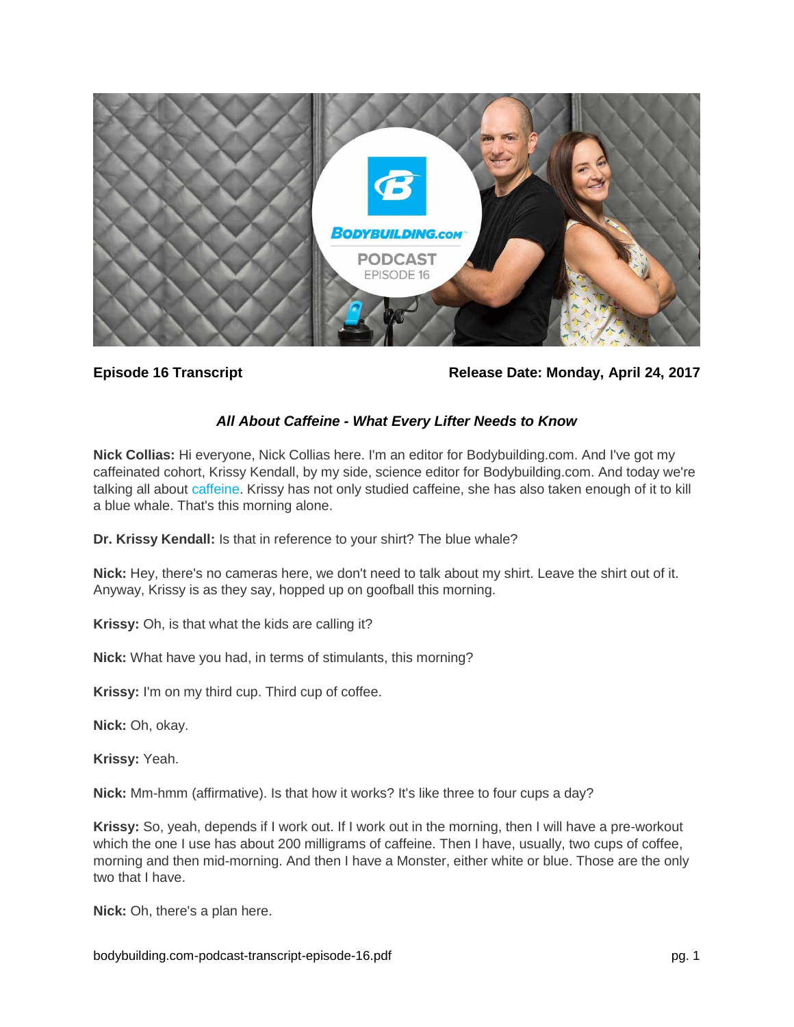**Episode 16 Transcript** **Release Date: Monday, April 24, 2017**

## *All About Caffeine - What Every Lifter Needs to Know*

**Nick Collias:** Hi everyone, Nick Collias here. I'm an editor for Bodybuilding.com. And I've got my caffeinated cohort, Krissy Kendall, by my side, science editor for Bodybuilding.com. And today we're talking all about caffeine. Krissy has not only studied caffeine, she has also taken enough of it to kill a blue whale. That's this morning alone.

**Dr. Krissy Kendall:** Is that in reference to your shirt? The blue whale?

**Nick:** Hey, there's no cameras here, we don't need to talk about my shirt. Leave the shirt out of it. Anyway, Krissy is as they say, hopped up on goofball this morning.

**Krissy:** Oh, is that what the kids are calling it?

**Nick:** What have you had, in terms of stimulants, this morning?

**Krissy:** I'm on my third cup. Third cup of coffee.

**Nick:** Oh, okay.

**Krissy:** Yeah.

**Nick:** Mm-hmm (affirmative). Is that how it works? It's like three to four cups a day?

**Krissy:** So, yeah, depends if I work out. If I work out in the morning, then I will have a pre-workout which the one I use has about 200 milligrams of caffeine. Then I have, usually, two cups of coffee, morning and then mid-morning. And then I have a Monster, either white or blue. Those are the only two that I have.

**Nick:** Oh, there's a plan here.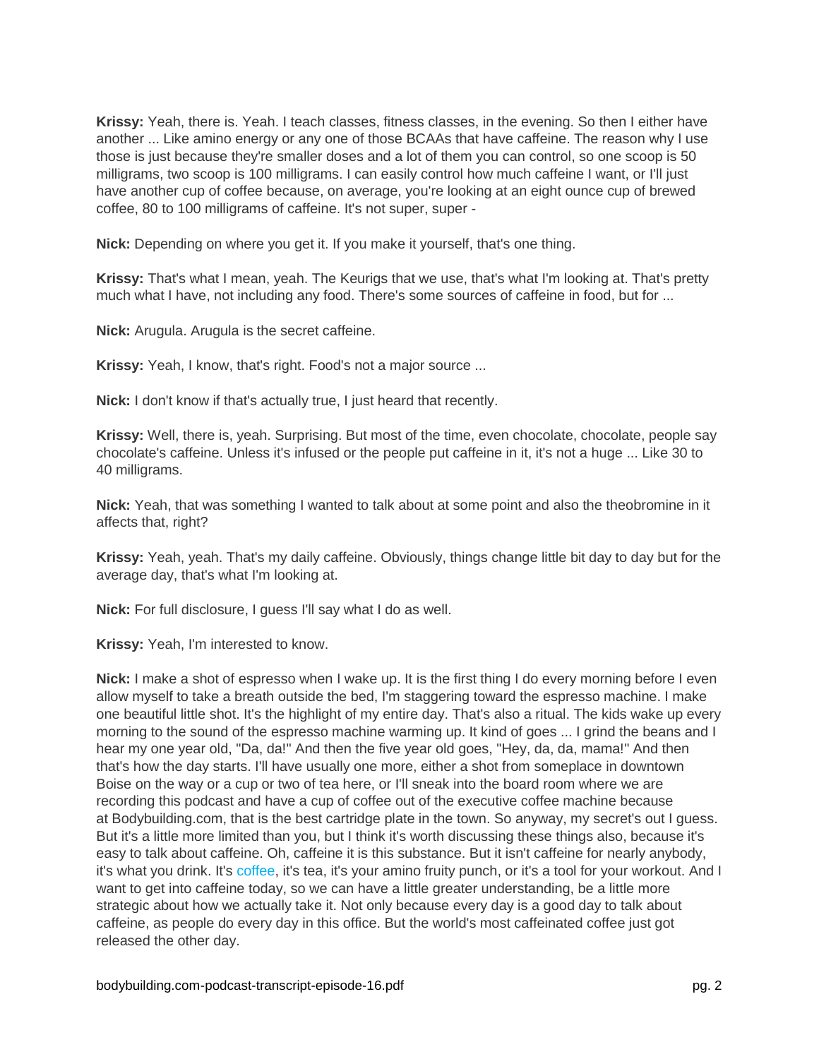**Krissy:** Yeah, there is. Yeah. I teach classes, fitness classes, in the evening. So then I either have another ... Like amino energy or any one of those BCAAs that have caffeine. The reason why I use those is just because they're smaller doses and a lot of them you can control, so one scoop is 50 milligrams, two scoop is 100 milligrams. I can easily control how much caffeine I want, or I'll just have another cup of coffee because, on average, you're looking at an eight ounce cup of brewed coffee, 80 to 100 milligrams of caffeine. It's not super, super -

**Nick:** Depending on where you get it. If you make it yourself, that's one thing.

**Krissy:** That's what I mean, yeah. The Keurigs that we use, that's what I'm looking at. That's pretty much what I have, not including any food. There's some sources of caffeine in food, but for ...

**Nick:** Arugula. Arugula is the secret caffeine.

**Krissy:** Yeah, I know, that's right. Food's not a major source ...

**Nick:** I don't know if that's actually true, I just heard that recently.

**Krissy:** Well, there is, yeah. Surprising. But most of the time, even chocolate, chocolate, people say chocolate's caffeine. Unless it's infused or the people put caffeine in it, it's not a huge ... Like 30 to 40 milligrams.

**Nick:** Yeah, that was something I wanted to talk about at some point and also the theobromine in it affects that, right?

**Krissy:** Yeah, yeah. That's my daily caffeine. Obviously, things change little bit day to day but for the average day, that's what I'm looking at.

**Nick:** For full disclosure, I guess I'll say what I do as well.

**Krissy:** Yeah, I'm interested to know.

**Nick:** I make a shot of espresso when I wake up. It is the first thing I do every morning before I even allow myself to take a breath outside the bed, I'm staggering toward the espresso machine. I make one beautiful little shot. It's the highlight of my entire day. That's also a ritual. The kids wake up every morning to the sound of the espresso machine warming up. It kind of goes ... I grind the beans and I hear my one year old, "Da, da!" And then the five year old goes, "Hey, da, da, mama!" And then that's how the day starts. I'll have usually one more, either a shot from someplace in downtown Boise on the way or a cup or two of tea here, or I'll sneak into the board room where we are recording this podcast and have a cup of coffee out of the executive coffee machine because at Bodybuilding.com, that is the best cartridge plate in the town. So anyway, my secret's out I guess. But it's a little more limited than you, but I think it's worth discussing these things also, because it's easy to talk about caffeine. Oh, caffeine it is this substance. But it isn't caffeine for nearly anybody, it's what you drink. It's coffee, it's tea, it's your amino fruity punch, or it's a tool for your workout. And I want to get into caffeine today, so we can have a little greater understanding, be a little more strategic about how we actually take it. Not only because every day is a good day to talk about caffeine, as people do every day in this office. But the world's most caffeinated coffee just got released the other day.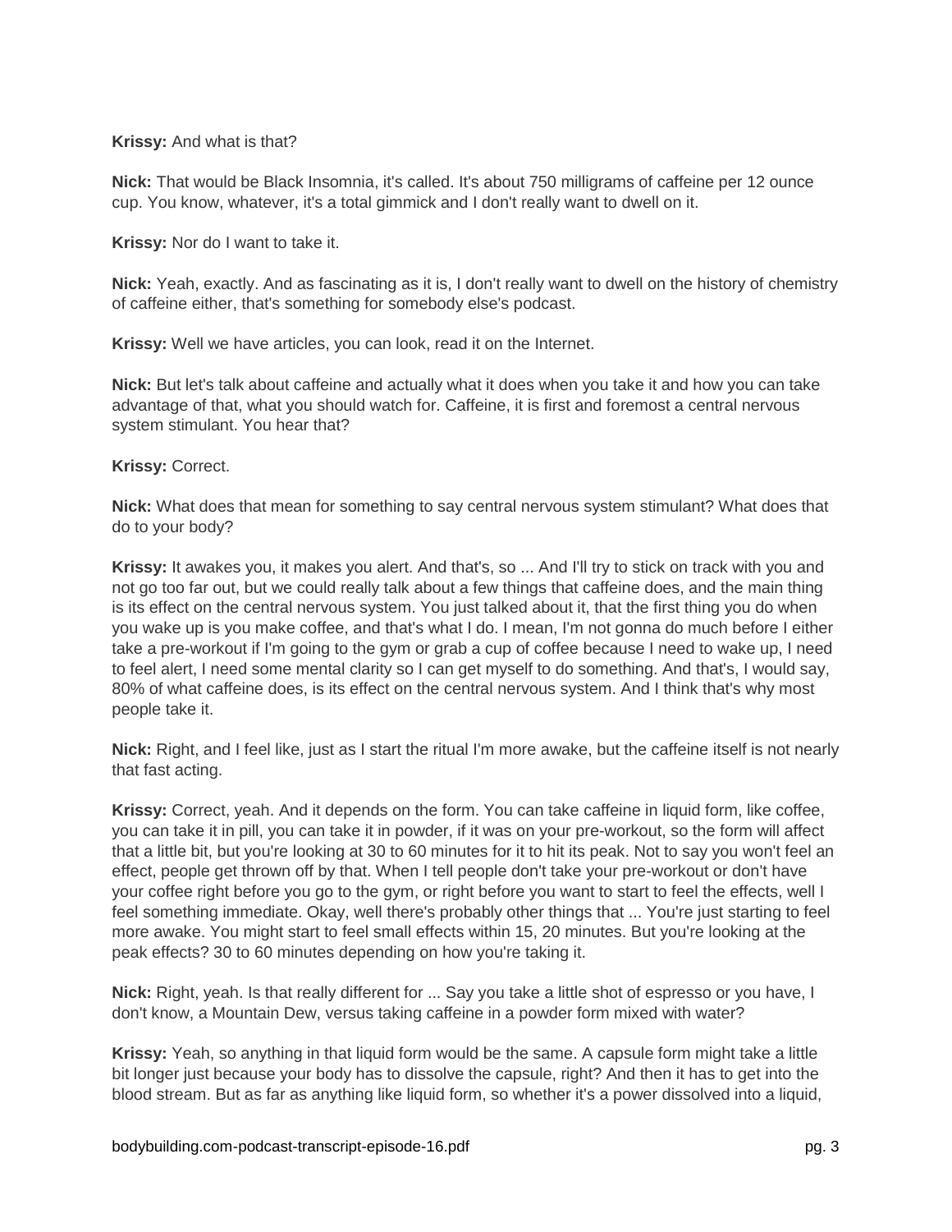**Krissy:** And what is that?

**Nick:** That would be Black Insomnia, it's called. It's about 750 milligrams of caffeine per 12 ounce cup. You know, whatever, it's a total gimmick and I don't really want to dwell on it.

**Krissy:** Nor do I want to take it.

**Nick:** Yeah, exactly. And as fascinating as it is, I don't really want to dwell on the history of chemistry of caffeine either, that's something for somebody else's podcast.

**Krissy:** Well we have articles, you can look, read it on the Internet.

**Nick:** But let's talk about caffeine and actually what it does when you take it and how you can take advantage of that, what you should watch for. Caffeine, it is first and foremost a central nervous system stimulant. You hear that?

**Krissy:** Correct.

**Nick:** What does that mean for something to say central nervous system stimulant? What does that do to your body?

**Krissy:** It awakes you, it makes you alert. And that's, so ... And I'll try to stick on track with you and not go too far out, but we could really talk about a few things that caffeine does, and the main thing is its effect on the central nervous system. You just talked about it, that the first thing you do when you wake up is you make coffee, and that's what I do. I mean, I'm not gonna do much before I either take a pre-workout if I'm going to the gym or grab a cup of coffee because I need to wake up, I need to feel alert, I need some mental clarity so I can get myself to do something. And that's, I would say, 80% of what caffeine does, is its effect on the central nervous system. And I think that's why most people take it.

**Nick:** Right, and I feel like, just as I start the ritual I'm more awake, but the caffeine itself is not nearly that fast acting.

**Krissy:** Correct, yeah. And it depends on the form. You can take caffeine in liquid form, like coffee, you can take it in pill, you can take it in powder, if it was on your pre-workout, so the form will affect that a little bit, but you're looking at 30 to 60 minutes for it to hit its peak. Not to say you won't feel an effect, people get thrown off by that. When I tell people don't take your pre-workout or don't have your coffee right before you go to the gym, or right before you want to start to feel the effects, well I feel something immediate. Okay, well there's probably other things that ... You're just starting to feel more awake. You might start to feel small effects within 15, 20 minutes. But you're looking at the peak effects? 30 to 60 minutes depending on how you're taking it.

**Nick:** Right, yeah. Is that really different for ... Say you take a little shot of espresso or you have, I don't know, a Mountain Dew, versus taking caffeine in a powder form mixed with water?

**Krissy:** Yeah, so anything in that liquid form would be the same. A capsule form might take a little bit longer just because your body has to dissolve the capsule, right? And then it has to get into the blood stream. But as far as anything like liquid form, so whether it's a power dissolved into a liquid,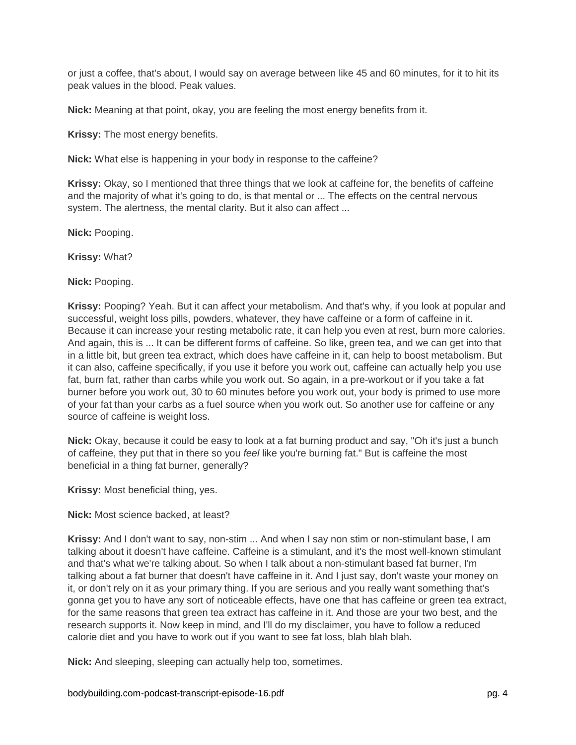or just a coffee, that's about, I would say on average between like 45 and 60 minutes, for it to hit its peak values in the blood. Peak values.

**Nick:** Meaning at that point, okay, you are feeling the most energy benefits from it.

**Krissy:** The most energy benefits.

**Nick:** What else is happening in your body in response to the caffeine?

**Krissy:** Okay, so I mentioned that three things that we look at caffeine for, the benefits of caffeine and the majority of what it's going to do, is that mental or ... The effects on the central nervous system. The alertness, the mental clarity. But it also can affect ...

**Nick:** Pooping.

**Krissy:** What?

**Nick:** Pooping.

**Krissy:** Pooping? Yeah. But it can affect your metabolism. And that's why, if you look at popular and successful, weight loss pills, powders, whatever, they have caffeine or a form of caffeine in it. Because it can increase your resting metabolic rate, it can help you even at rest, burn more calories. And again, this is ... It can be different forms of caffeine. So like, green tea, and we can get into that in a little bit, but green tea extract, which does have caffeine in it, can help to boost metabolism. But it can also, caffeine specifically, if you use it before you work out, caffeine can actually help you use fat, burn fat, rather than carbs while you work out. So again, in a pre-workout or if you take a fat burner before you work out, 30 to 60 minutes before you work out, your body is primed to use more of your fat than your carbs as a fuel source when you work out. So another use for caffeine or any source of caffeine is weight loss.

**Nick:** Okay, because it could be easy to look at a fat burning product and say, "Oh it's just a bunch of caffeine, they put that in there so you *feel* like you're burning fat." But is caffeine the most beneficial in a thing fat burner, generally?

**Krissy:** Most beneficial thing, yes.

**Nick:** Most science backed, at least?

**Krissy:** And I don't want to say, non-stim ... And when I say non stim or non-stimulant base, I am talking about it doesn't have caffeine. Caffeine is a stimulant, and it's the most well-known stimulant and that's what we're talking about. So when I talk about a non-stimulant based fat burner, I'm talking about a fat burner that doesn't have caffeine in it. And I just say, don't waste your money on it, or don't rely on it as your primary thing. If you are serious and you really want something that's gonna get you to have any sort of noticeable effects, have one that has caffeine or green tea extract, for the same reasons that green tea extract has caffeine in it. And those are your two best, and the research supports it. Now keep in mind, and I'll do my disclaimer, you have to follow a reduced calorie diet and you have to work out if you want to see fat loss, blah blah blah.

**Nick:** And sleeping, sleeping can actually help too, sometimes.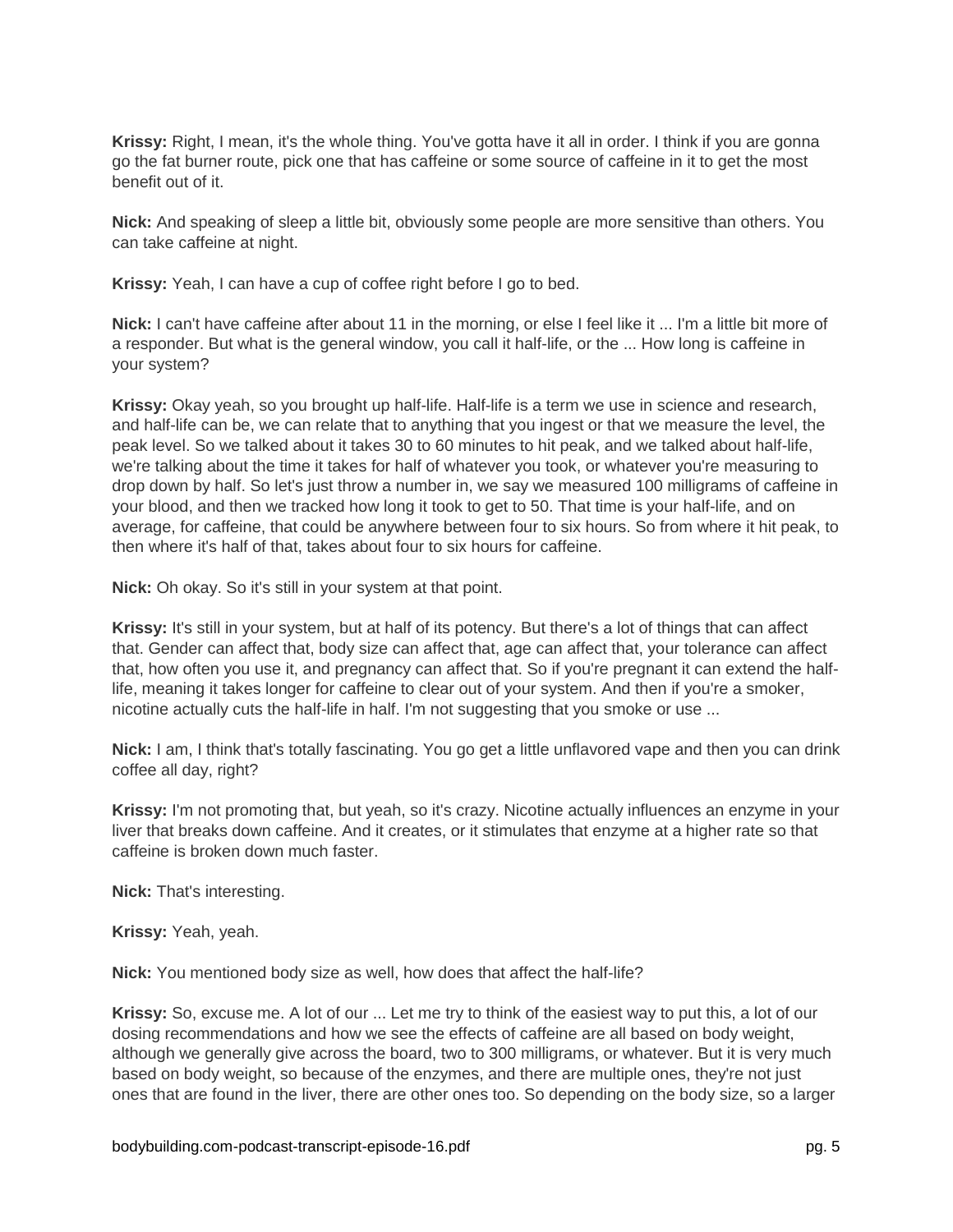**Krissy:** Right, I mean, it's the whole thing. You've gotta have it all in order. I think if you are gonna go the fat burner route, pick one that has caffeine or some source of caffeine in it to get the most benefit out of it.

**Nick:** And speaking of sleep a little bit, obviously some people are more sensitive than others. You can take caffeine at night.

**Krissy:** Yeah, I can have a cup of coffee right before I go to bed.

**Nick:** I can't have caffeine after about 11 in the morning, or else I feel like it ... I'm a little bit more of a responder. But what is the general window, you call it half-life, or the ... How long is caffeine in your system?

**Krissy:** Okay yeah, so you brought up half-life. Half-life is a term we use in science and research, and half-life can be, we can relate that to anything that you ingest or that we measure the level, the peak level. So we talked about it takes 30 to 60 minutes to hit peak, and we talked about half-life, we're talking about the time it takes for half of whatever you took, or whatever you're measuring to drop down by half. So let's just throw a number in, we say we measured 100 milligrams of caffeine in your blood, and then we tracked how long it took to get to 50. That time is your half-life, and on average, for caffeine, that could be anywhere between four to six hours. So from where it hit peak, to then where it's half of that, takes about four to six hours for caffeine.

**Nick:** Oh okay. So it's still in your system at that point.

**Krissy:** It's still in your system, but at half of its potency. But there's a lot of things that can affect that. Gender can affect that, body size can affect that, age can affect that, your tolerance can affect that, how often you use it, and pregnancy can affect that. So if you're pregnant it can extend the half-life, meaning it takes longer for caffeine to clear out of your system. And then if you're a smoker, nicotine actually cuts the half-life in half. I'm not suggesting that you smoke or use ...

**Nick:** I am, I think that's totally fascinating. You go get a little unflavored vape and then you can drink coffee all day, right?

**Krissy:** I'm not promoting that, but yeah, so it's crazy. Nicotine actually influences an enzyme in your liver that breaks down caffeine. And it creates, or it stimulates that enzyme at a higher rate so that caffeine is broken down much faster.

**Nick:** That's interesting.

**Krissy:** Yeah, yeah.

**Nick:** You mentioned body size as well, how does that affect the half-life?

**Krissy:** So, excuse me. A lot of our ... Let me try to think of the easiest way to put this, a lot of our dosing recommendations and how we see the effects of caffeine are all based on body weight, although we generally give across the board, two to 300 milligrams, or whatever. But it is very much based on body weight, so because of the enzymes, and there are multiple ones, they're not just ones that are found in the liver, there are other ones too. So depending on the body size, so a larger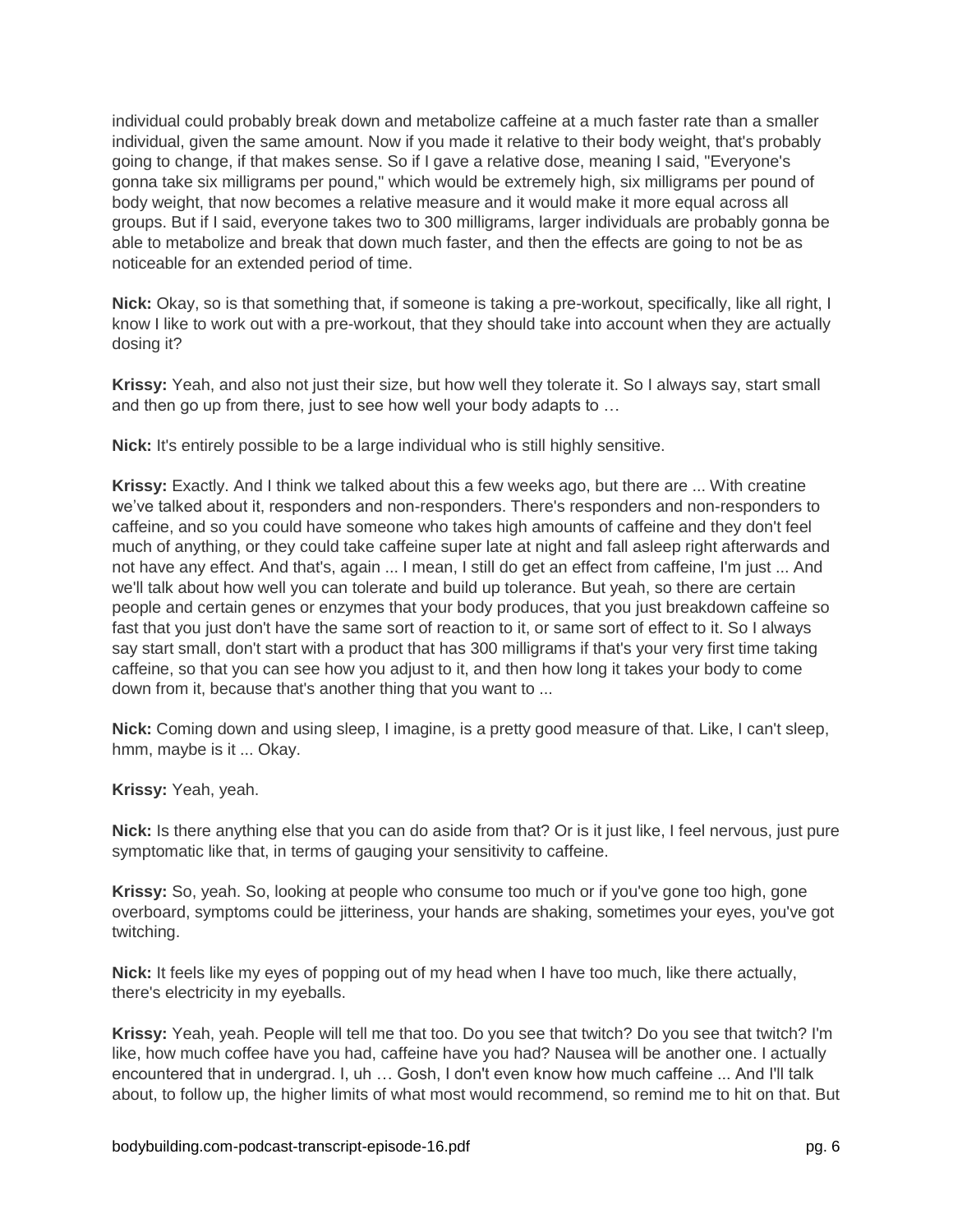individual could probably break down and metabolize caffeine at a much faster rate than a smaller individual, given the same amount. Now if you made it relative to their body weight, that's probably going to change, if that makes sense. So if I gave a relative dose, meaning I said, "Everyone's gonna take six milligrams per pound," which would be extremely high, six milligrams per pound of body weight, that now becomes a relative measure and it would make it more equal across all groups. But if I said, everyone takes two to 300 milligrams, larger individuals are probably gonna be able to metabolize and break that down much faster, and then the effects are going to not be as noticeable for an extended period of time.

**Nick:** Okay, so is that something that, if someone is taking a pre-workout, specifically, like all right, I know I like to work out with a pre-workout, that they should take into account when they are actually dosing it?

**Krissy:** Yeah, and also not just their size, but how well they tolerate it. So I always say, start small and then go up from there, just to see how well your body adapts to …

**Nick:** It's entirely possible to be a large individual who is still highly sensitive.

**Krissy:** Exactly. And I think we talked about this a few weeks ago, but there are ... With creatine we've talked about it, responders and non-responders. There's responders and non-responders to caffeine, and so you could have someone who takes high amounts of caffeine and they don't feel much of anything, or they could take caffeine super late at night and fall asleep right afterwards and not have any effect. And that's, again ... I mean, I still do get an effect from caffeine, I'm just ... And we'll talk about how well you can tolerate and build up tolerance. But yeah, so there are certain people and certain genes or enzymes that your body produces, that you just breakdown caffeine so fast that you just don't have the same sort of reaction to it, or same sort of effect to it. So I always say start small, don't start with a product that has 300 milligrams if that's your very first time taking caffeine, so that you can see how you adjust to it, and then how long it takes your body to come down from it, because that's another thing that you want to ...

**Nick:** Coming down and using sleep, I imagine, is a pretty good measure of that. Like, I can't sleep, hmm, maybe is it ... Okay.

**Krissy:** Yeah, yeah.

**Nick:** Is there anything else that you can do aside from that? Or is it just like, I feel nervous, just pure symptomatic like that, in terms of gauging your sensitivity to caffeine.

**Krissy:** So, yeah. So, looking at people who consume too much or if you've gone too high, gone overboard, symptoms could be jitteriness, your hands are shaking, sometimes your eyes, you've got twitching.

**Nick:** It feels like my eyes of popping out of my head when I have too much, like there actually, there's electricity in my eyeballs.

**Krissy:** Yeah, yeah. People will tell me that too. Do you see that twitch? Do you see that twitch? I'm like, how much coffee have you had, caffeine have you had? Nausea will be another one. I actually encountered that in undergrad. I, uh … Gosh, I don't even know how much caffeine ... And I'll talk about, to follow up, the higher limits of what most would recommend, so remind me to hit on that. But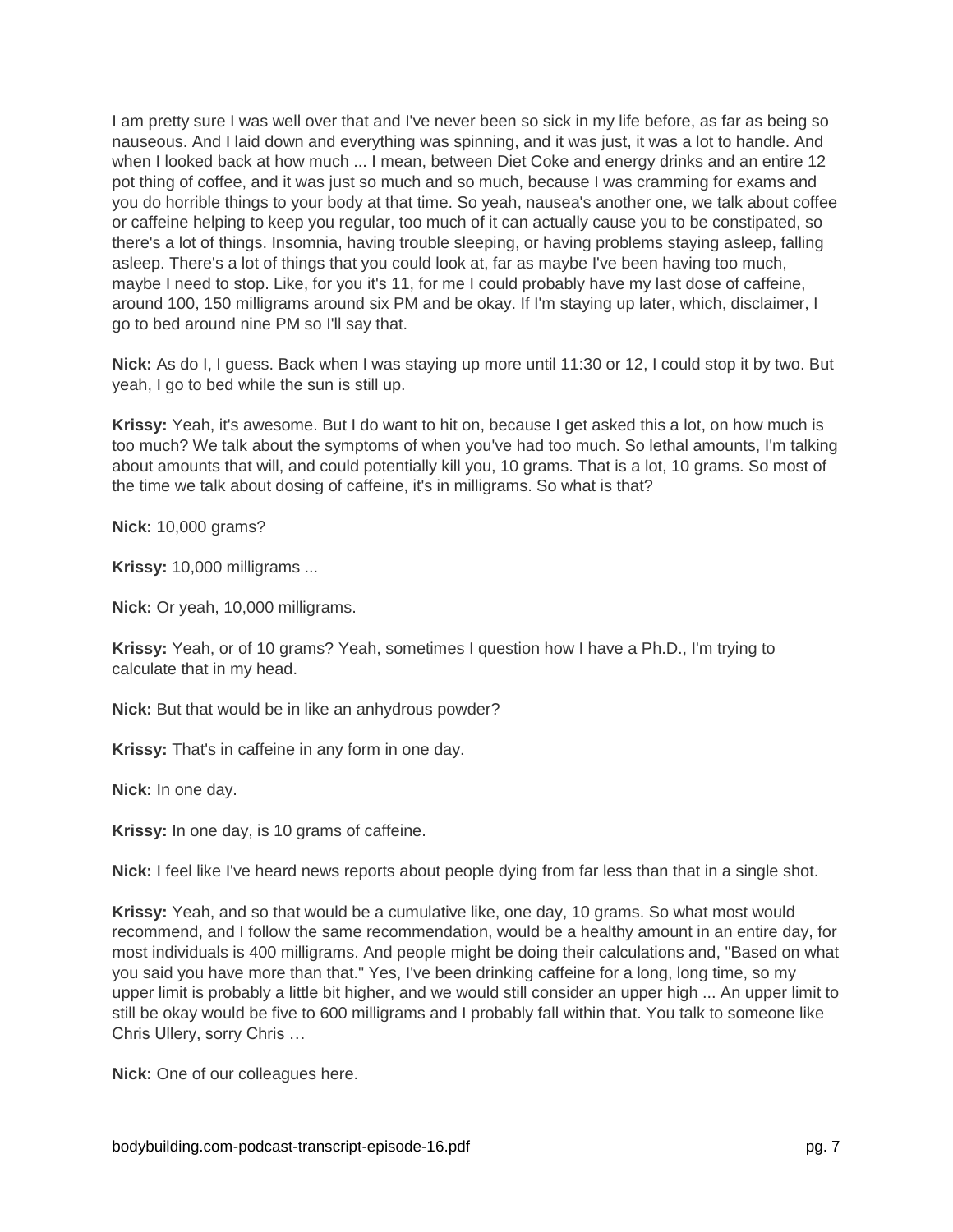I am pretty sure I was well over that and I've never been so sick in my life before, as far as being so nauseous. And I laid down and everything was spinning, and it was just, it was a lot to handle. And when I looked back at how much ... I mean, between Diet Coke and energy drinks and an entire 12 pot thing of coffee, and it was just so much and so much, because I was cramming for exams and you do horrible things to your body at that time. So yeah, nausea's another one, we talk about coffee or caffeine helping to keep you regular, too much of it can actually cause you to be constipated, so there's a lot of things. Insomnia, having trouble sleeping, or having problems staying asleep, falling asleep. There's a lot of things that you could look at, far as maybe I've been having too much, maybe I need to stop. Like, for you it's 11, for me I could probably have my last dose of caffeine, around 100, 150 milligrams around six PM and be okay. If I'm staying up later, which, disclaimer, I go to bed around nine PM so I'll say that.

**Nick:** As do I, I guess. Back when I was staying up more until 11:30 or 12, I could stop it by two. But yeah, I go to bed while the sun is still up.

**Krissy:** Yeah, it's awesome. But I do want to hit on, because I get asked this a lot, on how much is too much? We talk about the symptoms of when you've had too much. So lethal amounts, I'm talking about amounts that will, and could potentially kill you, 10 grams. That is a lot, 10 grams. So most of the time we talk about dosing of caffeine, it's in milligrams. So what is that?

**Nick:** 10,000 grams?

**Krissy:** 10,000 milligrams ...

**Nick:** Or yeah, 10,000 milligrams.

**Krissy:** Yeah, or of 10 grams? Yeah, sometimes I question how I have a Ph.D., I'm trying to calculate that in my head.

**Nick:** But that would be in like an anhydrous powder?

**Krissy:** That's in caffeine in any form in one day.

**Nick:** In one day.

**Krissy:** In one day, is 10 grams of caffeine.

**Nick:** I feel like I've heard news reports about people dying from far less than that in a single shot.

**Krissy:** Yeah, and so that would be a cumulative like, one day, 10 grams. So what most would recommend, and I follow the same recommendation, would be a healthy amount in an entire day, for most individuals is 400 milligrams. And people might be doing their calculations and, "Based on what you said you have more than that." Yes, I've been drinking caffeine for a long, long time, so my upper limit is probably a little bit higher, and we would still consider an upper high ... An upper limit to still be okay would be five to 600 milligrams and I probably fall within that. You talk to someone like Chris Ullery, sorry Chris …

**Nick:** One of our colleagues here.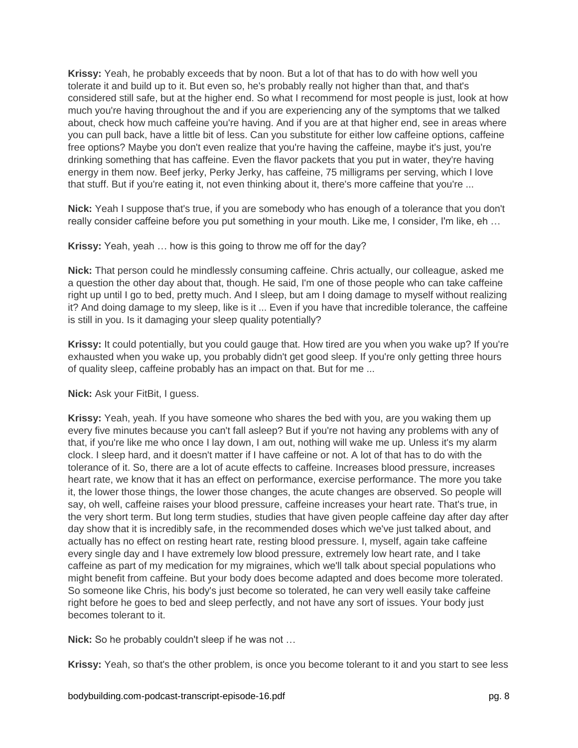**Krissy:** Yeah, he probably exceeds that by noon. But a lot of that has to do with how well you tolerate it and build up to it. But even so, he's probably really not higher than that, and that's considered still safe, but at the higher end. So what I recommend for most people is just, look at how much you're having throughout the and if you are experiencing any of the symptoms that we talked about, check how much caffeine you're having. And if you are at that higher end, see in areas where you can pull back, have a little bit of less. Can you substitute for either low caffeine options, caffeine free options? Maybe you don't even realize that you're having the caffeine, maybe it's just, you're drinking something that has caffeine. Even the flavor packets that you put in water, they're having energy in them now. Beef jerky, Perky Jerky, has caffeine, 75 milligrams per serving, which I love that stuff. But if you're eating it, not even thinking about it, there's more caffeine that you're ...

**Nick:** Yeah I suppose that's true, if you are somebody who has enough of a tolerance that you don't really consider caffeine before you put something in your mouth. Like me, I consider, I'm like, eh …

**Krissy:** Yeah, yeah … how is this going to throw me off for the day?

**Nick:** That person could he mindlessly consuming caffeine. Chris actually, our colleague, asked me a question the other day about that, though. He said, I'm one of those people who can take caffeine right up until I go to bed, pretty much. And I sleep, but am I doing damage to myself without realizing it? And doing damage to my sleep, like is it ... Even if you have that incredible tolerance, the caffeine is still in you. Is it damaging your sleep quality potentially?

**Krissy:** It could potentially, but you could gauge that. How tired are you when you wake up? If you're exhausted when you wake up, you probably didn't get good sleep. If you're only getting three hours of quality sleep, caffeine probably has an impact on that. But for me ...

**Nick:** Ask your FitBit, I guess.

**Krissy:** Yeah, yeah. If you have someone who shares the bed with you, are you waking them up every five minutes because you can't fall asleep? But if you're not having any problems with any of that, if you're like me who once I lay down, I am out, nothing will wake me up. Unless it's my alarm clock. I sleep hard, and it doesn't matter if I have caffeine or not. A lot of that has to do with the tolerance of it. So, there are a lot of acute effects to caffeine. Increases blood pressure, increases heart rate, we know that it has an effect on performance, exercise performance. The more you take it, the lower those things, the lower those changes, the acute changes are observed. So people will say, oh well, caffeine raises your blood pressure, caffeine increases your heart rate. That's true, in the very short term. But long term studies, studies that have given people caffeine day after day after day show that it is incredibly safe, in the recommended doses which we've just talked about, and actually has no effect on resting heart rate, resting blood pressure. I, myself, again take caffeine every single day and I have extremely low blood pressure, extremely low heart rate, and I take caffeine as part of my medication for my migraines, which we'll talk about special populations who might benefit from caffeine. But your body does become adapted and does become more tolerated. So someone like Chris, his body's just become so tolerated, he can very well easily take caffeine right before he goes to bed and sleep perfectly, and not have any sort of issues. Your body just becomes tolerant to it.

**Nick:** So he probably couldn't sleep if he was not …

**Krissy:** Yeah, so that's the other problem, is once you become tolerant to it and you start to see less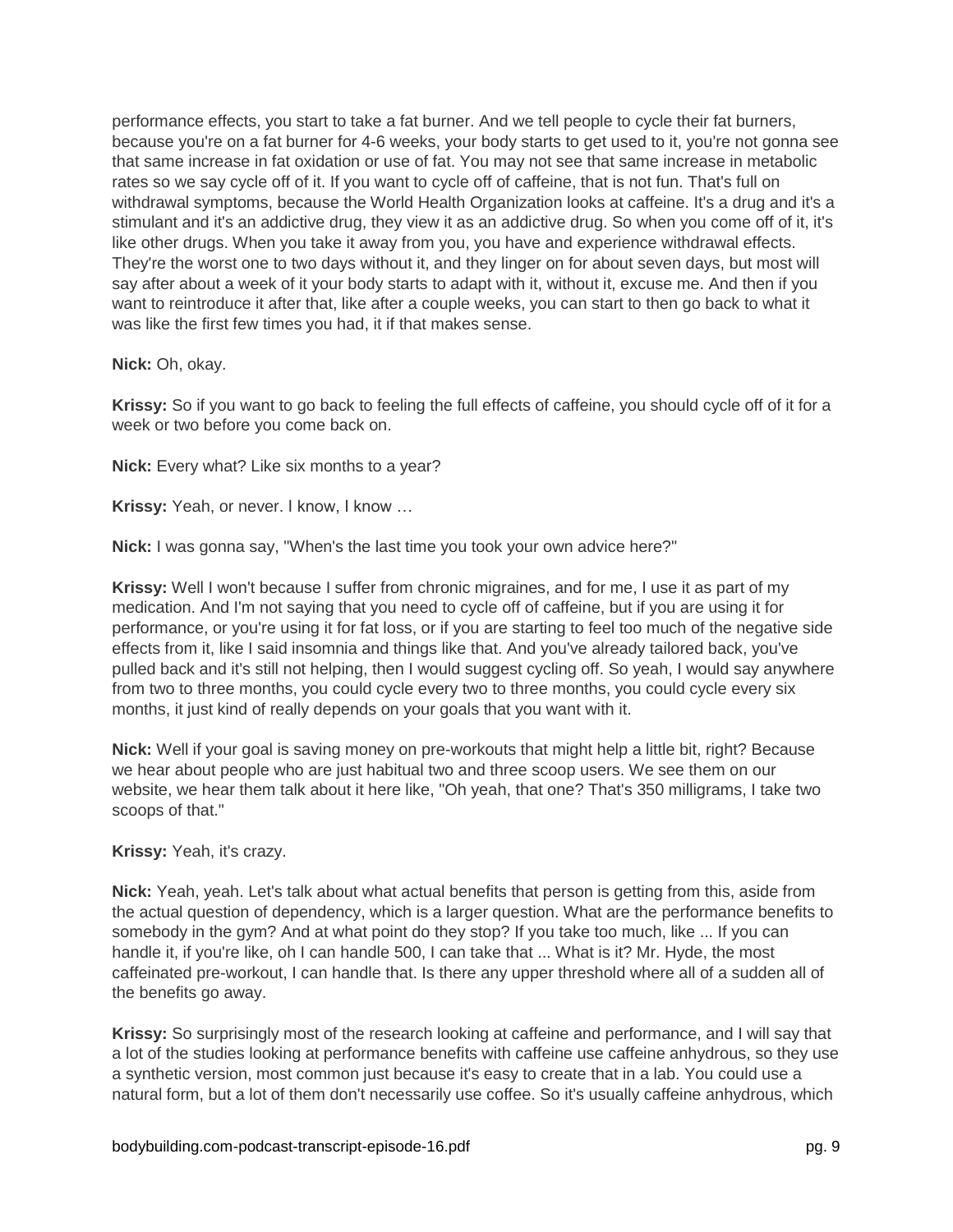performance effects, you start to take a fat burner. And we tell people to cycle their fat burners, because you're on a fat burner for 4-6 weeks, your body starts to get used to it, you're not gonna see that same increase in fat oxidation or use of fat. You may not see that same increase in metabolic rates so we say cycle off of it. If you want to cycle off of caffeine, that is not fun. That's full on withdrawal symptoms, because the World Health Organization looks at caffeine. It's a drug and it's a stimulant and it's an addictive drug, they view it as an addictive drug. So when you come off of it, it's like other drugs. When you take it away from you, you have and experience withdrawal effects. They're the worst one to two days without it, and they linger on for about seven days, but most will say after about a week of it your body starts to adapt with it, without it, excuse me. And then if you want to reintroduce it after that, like after a couple weeks, you can start to then go back to what it was like the first few times you had, it if that makes sense.

**Nick:** Oh, okay.

**Krissy:** So if you want to go back to feeling the full effects of caffeine, you should cycle off of it for a week or two before you come back on.

**Nick:** Every what? Like six months to a year?

**Krissy:** Yeah, or never. I know, I know …

**Nick:** I was gonna say, "When's the last time you took your own advice here?"

**Krissy:** Well I won't because I suffer from chronic migraines, and for me, I use it as part of my medication. And I'm not saying that you need to cycle off of caffeine, but if you are using it for performance, or you're using it for fat loss, or if you are starting to feel too much of the negative side effects from it, like I said insomnia and things like that. And you've already tailored back, you've pulled back and it's still not helping, then I would suggest cycling off. So yeah, I would say anywhere from two to three months, you could cycle every two to three months, you could cycle every six months, it just kind of really depends on your goals that you want with it.

**Nick:** Well if your goal is saving money on pre-workouts that might help a little bit, right? Because we hear about people who are just habitual two and three scoop users. We see them on our website, we hear them talk about it here like, "Oh yeah, that one? That's 350 milligrams, I take two scoops of that."

**Krissy:** Yeah, it's crazy.

**Nick:** Yeah, yeah. Let's talk about what actual benefits that person is getting from this, aside from the actual question of dependency, which is a larger question. What are the performance benefits to somebody in the gym? And at what point do they stop? If you take too much, like ... If you can handle it, if you're like, oh I can handle 500, I can take that ... What is it? Mr. Hyde, the most caffeinated pre-workout, I can handle that. Is there any upper threshold where all of a sudden all of the benefits go away.

**Krissy:** So surprisingly most of the research looking at caffeine and performance, and I will say that a lot of the studies looking at performance benefits with caffeine use caffeine anhydrous, so they use a synthetic version, most common just because it's easy to create that in a lab. You could use a natural form, but a lot of them don't necessarily use coffee. So it's usually caffeine anhydrous, which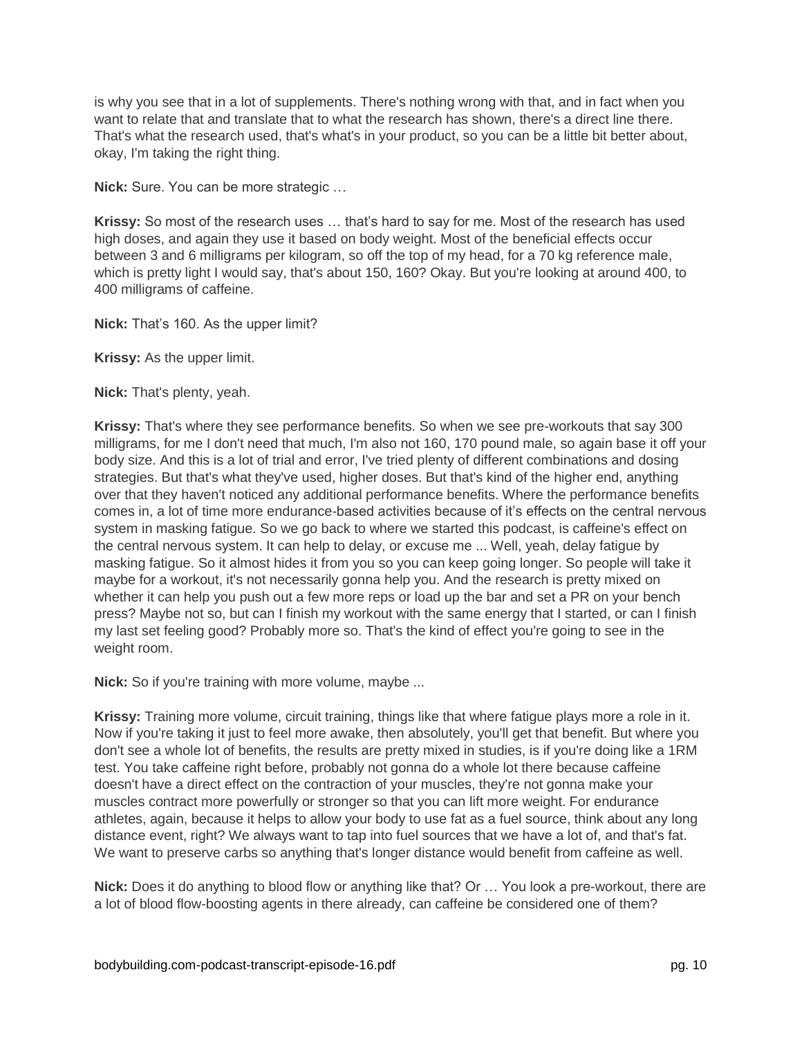is why you see that in a lot of supplements. There's nothing wrong with that, and in fact when you want to relate that and translate that to what the research has shown, there's a direct line there. That's what the research used, that's what's in your product, so you can be a little bit better about, okay, I'm taking the right thing.

**Nick:** Sure. You can be more strategic …

**Krissy:** So most of the research uses … that's hard to say for me. Most of the research has used high doses, and again they use it based on body weight. Most of the beneficial effects occur between 3 and 6 milligrams per kilogram, so off the top of my head, for a 70 kg reference male, which is pretty light I would say, that's about 150, 160? Okay. But you're looking at around 400, to 400 milligrams of caffeine.

**Nick:** That's 160. As the upper limit?

**Krissy:** As the upper limit.

**Nick:** That's plenty, yeah.

**Krissy:** That's where they see performance benefits. So when we see pre-workouts that say 300 milligrams, for me I don't need that much, I'm also not 160, 170 pound male, so again base it off your body size. And this is a lot of trial and error, I've tried plenty of different combinations and dosing strategies. But that's what they've used, higher doses. But that's kind of the higher end, anything over that they haven't noticed any additional performance benefits. Where the performance benefits comes in, a lot of time more endurance-based activities because of it's effects on the central nervous system in masking fatigue. So we go back to where we started this podcast, is caffeine's effect on the central nervous system. It can help to delay, or excuse me ... Well, yeah, delay fatigue by masking fatigue. So it almost hides it from you so you can keep going longer. So people will take it maybe for a workout, it's not necessarily gonna help you. And the research is pretty mixed on whether it can help you push out a few more reps or load up the bar and set a PR on your bench press? Maybe not so, but can I finish my workout with the same energy that I started, or can I finish my last set feeling good? Probably more so. That's the kind of effect you're going to see in the weight room.

**Nick:** So if you're training with more volume, maybe ...

**Krissy:** Training more volume, circuit training, things like that where fatigue plays more a role in it. Now if you're taking it just to feel more awake, then absolutely, you'll get that benefit. But where you don't see a whole lot of benefits, the results are pretty mixed in studies, is if you're doing like a 1RM test. You take caffeine right before, probably not gonna do a whole lot there because caffeine doesn't have a direct effect on the contraction of your muscles, they're not gonna make your muscles contract more powerfully or stronger so that you can lift more weight. For endurance athletes, again, because it helps to allow your body to use fat as a fuel source, think about any long distance event, right? We always want to tap into fuel sources that we have a lot of, and that's fat. We want to preserve carbs so anything that's longer distance would benefit from caffeine as well.

**Nick:** Does it do anything to blood flow or anything like that? Or … You look a pre-workout, there are a lot of blood flow-boosting agents in there already, can caffeine be considered one of them?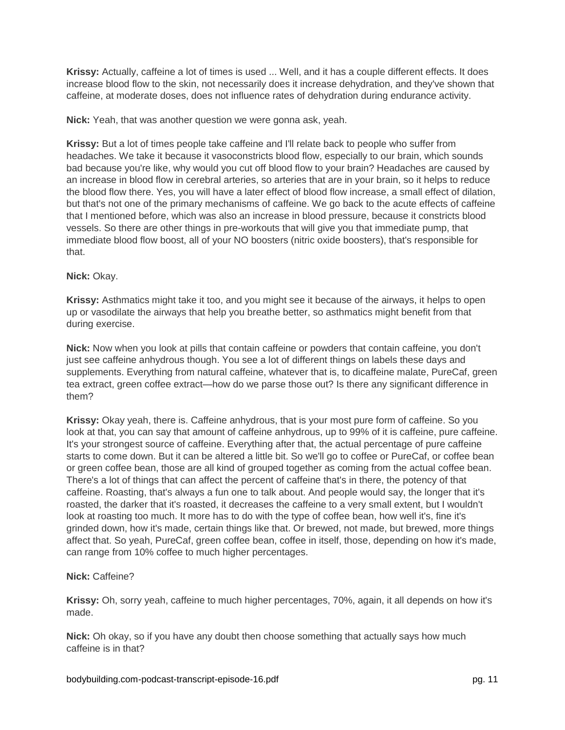**Krissy:** Actually, caffeine a lot of times is used ... Well, and it has a couple different effects. It does increase blood flow to the skin, not necessarily does it increase dehydration, and they've shown that caffeine, at moderate doses, does not influence rates of dehydration during endurance activity.

**Nick:** Yeah, that was another question we were gonna ask, yeah.

**Krissy:** But a lot of times people take caffeine and I'll relate back to people who suffer from headaches. We take it because it vasoconstricts blood flow, especially to our brain, which sounds bad because you're like, why would you cut off blood flow to your brain? Headaches are caused by an increase in blood flow in cerebral arteries, so arteries that are in your brain, so it helps to reduce the blood flow there. Yes, you will have a later effect of blood flow increase, a small effect of dilation, but that's not one of the primary mechanisms of caffeine. We go back to the acute effects of caffeine that I mentioned before, which was also an increase in blood pressure, because it constricts blood vessels. So there are other things in pre-workouts that will give you that immediate pump, that immediate blood flow boost, all of your NO boosters (nitric oxide boosters), that's responsible for that.

**Nick:** Okay.

**Krissy:** Asthmatics might take it too, and you might see it because of the airways, it helps to open up or vasodilate the airways that help you breathe better, so asthmatics might benefit from that during exercise.

**Nick:** Now when you look at pills that contain caffeine or powders that contain caffeine, you don't just see caffeine anhydrous though. You see a lot of different things on labels these days and supplements. Everything from natural caffeine, whatever that is, to dicaffeine malate, PureCaf, green tea extract, green coffee extract—how do we parse those out? Is there any significant difference in them?

**Krissy:** Okay yeah, there is. Caffeine anhydrous, that is your most pure form of caffeine. So you look at that, you can say that amount of caffeine anhydrous, up to 99% of it is caffeine, pure caffeine. It's your strongest source of caffeine. Everything after that, the actual percentage of pure caffeine starts to come down. But it can be altered a little bit. So we'll go to coffee or PureCaf, or coffee bean or green coffee bean, those are all kind of grouped together as coming from the actual coffee bean. There's a lot of things that can affect the percent of caffeine that's in there, the potency of that caffeine. Roasting, that's always a fun one to talk about. And people would say, the longer that it's roasted, the darker that it's roasted, it decreases the caffeine to a very small extent, but I wouldn't look at roasting too much. It more has to do with the type of coffee bean, how well it's, fine it's grinded down, how it's made, certain things like that. Or brewed, not made, but brewed, more things affect that. So yeah, PureCaf, green coffee bean, coffee in itself, those, depending on how it's made, can range from 10% coffee to much higher percentages.

**Nick:** Caffeine?

**Krissy:** Oh, sorry yeah, caffeine to much higher percentages, 70%, again, it all depends on how it's made.

**Nick:** Oh okay, so if you have any doubt then choose something that actually says how much caffeine is in that?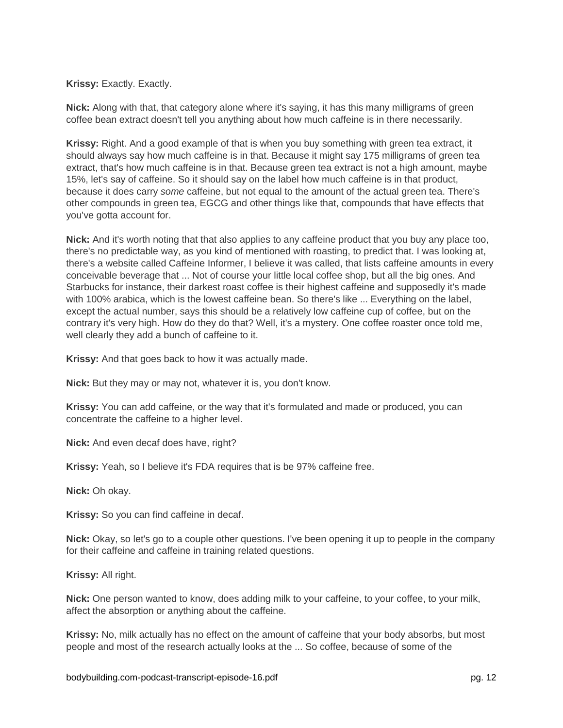**Krissy:** Exactly. Exactly.

**Nick:** Along with that, that category alone where it's saying, it has this many milligrams of green coffee bean extract doesn't tell you anything about how much caffeine is in there necessarily.

**Krissy:** Right. And a good example of that is when you buy something with green tea extract, it should always say how much caffeine is in that. Because it might say 175 milligrams of green tea extract, that's how much caffeine is in that. Because green tea extract is not a high amount, maybe 15%, let's say of caffeine. So it should say on the label how much caffeine is in that product, because it does carry *some* caffeine, but not equal to the amount of the actual green tea. There's other compounds in green tea, EGCG and other things like that, compounds that have effects that you've gotta account for.

**Nick:** And it's worth noting that that also applies to any caffeine product that you buy any place too, there's no predictable way, as you kind of mentioned with roasting, to predict that. I was looking at, there's a website called Caffeine Informer, I believe it was called, that lists caffeine amounts in every conceivable beverage that ... Not of course your little local coffee shop, but all the big ones. And Starbucks for instance, their darkest roast coffee is their highest caffeine and supposedly it's made with 100% arabica, which is the lowest caffeine bean. So there's like ... Everything on the label, except the actual number, says this should be a relatively low caffeine cup of coffee, but on the contrary it's very high. How do they do that? Well, it's a mystery. One coffee roaster once told me, well clearly they add a bunch of caffeine to it.

**Krissy:** And that goes back to how it was actually made.

**Nick:** But they may or may not, whatever it is, you don't know.

**Krissy:** You can add caffeine, or the way that it's formulated and made or produced, you can concentrate the caffeine to a higher level.

**Nick:** And even decaf does have, right?

**Krissy:** Yeah, so I believe it's FDA requires that is be 97% caffeine free.

**Nick:** Oh okay.

**Krissy:** So you can find caffeine in decaf.

**Nick:** Okay, so let's go to a couple other questions. I've been opening it up to people in the company for their caffeine and caffeine in training related questions.

**Krissy:** All right.

**Nick:** One person wanted to know, does adding milk to your caffeine, to your coffee, to your milk, affect the absorption or anything about the caffeine.

**Krissy:** No, milk actually has no effect on the amount of caffeine that your body absorbs, but most people and most of the research actually looks at the ... So coffee, because of some of the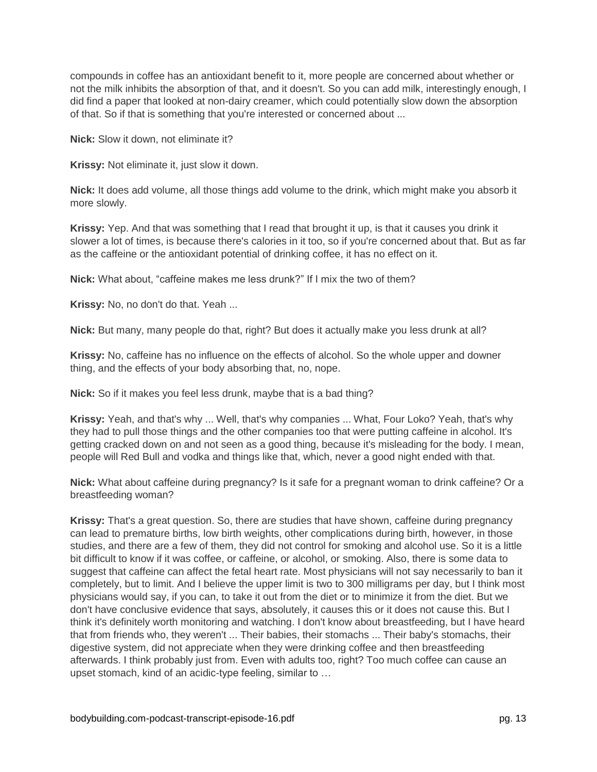compounds in coffee has an antioxidant benefit to it, more people are concerned about whether or not the milk inhibits the absorption of that, and it doesn't. So you can add milk, interestingly enough, I did find a paper that looked at non-dairy creamer, which could potentially slow down the absorption of that. So if that is something that you're interested or concerned about ...

**Nick:** Slow it down, not eliminate it?

**Krissy:** Not eliminate it, just slow it down.

**Nick:** It does add volume, all those things add volume to the drink, which might make you absorb it more slowly.

**Krissy:** Yep. And that was something that I read that brought it up, is that it causes you drink it slower a lot of times, is because there's calories in it too, so if you're concerned about that. But as far as the caffeine or the antioxidant potential of drinking coffee, it has no effect on it.

**Nick:** What about, "caffeine makes me less drunk?" If I mix the two of them?

**Krissy:** No, no don't do that. Yeah ...

**Nick:** But many, many people do that, right? But does it actually make you less drunk at all?

**Krissy:** No, caffeine has no influence on the effects of alcohol. So the whole upper and downer thing, and the effects of your body absorbing that, no, nope.

**Nick:** So if it makes you feel less drunk, maybe that is a bad thing?

**Krissy:** Yeah, and that's why ... Well, that's why companies ... What, Four Loko? Yeah, that's why they had to pull those things and the other companies too that were putting caffeine in alcohol. It's getting cracked down on and not seen as a good thing, because it's misleading for the body. I mean, people will Red Bull and vodka and things like that, which, never a good night ended with that.

**Nick:** What about caffeine during pregnancy? Is it safe for a pregnant woman to drink caffeine? Or a breastfeeding woman?

**Krissy:** That's a great question. So, there are studies that have shown, caffeine during pregnancy can lead to premature births, low birth weights, other complications during birth, however, in those studies, and there are a few of them, they did not control for smoking and alcohol use. So it is a little bit difficult to know if it was coffee, or caffeine, or alcohol, or smoking. Also, there is some data to suggest that caffeine can affect the fetal heart rate. Most physicians will not say necessarily to ban it completely, but to limit. And I believe the upper limit is two to 300 milligrams per day, but I think most physicians would say, if you can, to take it out from the diet or to minimize it from the diet. But we don't have conclusive evidence that says, absolutely, it causes this or it does not cause this. But I think it's definitely worth monitoring and watching. I don't know about breastfeeding, but I have heard that from friends who, they weren't ... Their babies, their stomachs ... Their baby's stomachs, their digestive system, did not appreciate when they were drinking coffee and then breastfeeding afterwards. I think probably just from. Even with adults too, right? Too much coffee can cause an upset stomach, kind of an acidic-type feeling, similar to …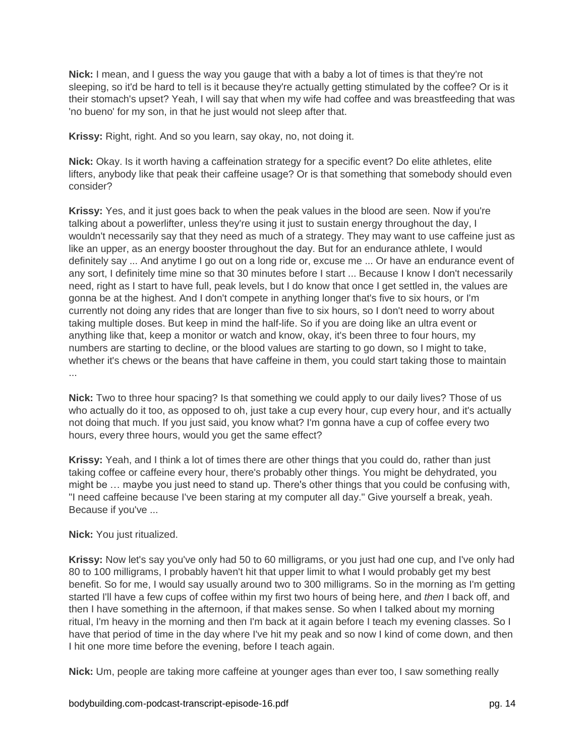**Nick:** I mean, and I guess the way you gauge that with a baby a lot of times is that they're not sleeping, so it'd be hard to tell is it because they're actually getting stimulated by the coffee? Or is it their stomach's upset? Yeah, I will say that when my wife had coffee and was breastfeeding that was 'no bueno' for my son, in that he just would not sleep after that.

**Krissy:** Right, right. And so you learn, say okay, no, not doing it.

**Nick:** Okay. Is it worth having a caffeination strategy for a specific event? Do elite athletes, elite lifters, anybody like that peak their caffeine usage? Or is that something that somebody should even consider?

**Krissy:** Yes, and it just goes back to when the peak values in the blood are seen. Now if you're talking about a powerlifter, unless they're using it just to sustain energy throughout the day, I wouldn't necessarily say that they need as much of a strategy. They may want to use caffeine just as like an upper, as an energy booster throughout the day. But for an endurance athlete, I would definitely say ... And anytime I go out on a long ride or, excuse me ... Or have an endurance event of any sort, I definitely time mine so that 30 minutes before I start ... Because I know I don't necessarily need, right as I start to have full, peak levels, but I do know that once I get settled in, the values are gonna be at the highest. And I don't compete in anything longer that's five to six hours, or I'm currently not doing any rides that are longer than five to six hours, so I don't need to worry about taking multiple doses. But keep in mind the half-life. So if you are doing like an ultra event or anything like that, keep a monitor or watch and know, okay, it's been three to four hours, my numbers are starting to decline, or the blood values are starting to go down, so I might to take, whether it's chews or the beans that have caffeine in them, you could start taking those to maintain ...

**Nick:** Two to three hour spacing? Is that something we could apply to our daily lives? Those of us who actually do it too, as opposed to oh, just take a cup every hour, cup every hour, and it's actually not doing that much. If you just said, you know what? I'm gonna have a cup of coffee every two hours, every three hours, would you get the same effect?

**Krissy:** Yeah, and I think a lot of times there are other things that you could do, rather than just taking coffee or caffeine every hour, there's probably other things. You might be dehydrated, you might be … maybe you just need to stand up. There's other things that you could be confusing with, "I need caffeine because I've been staring at my computer all day." Give yourself a break, yeah. Because if you've ...

**Nick:** You just ritualized.

**Krissy:** Now let's say you've only had 50 to 60 milligrams, or you just had one cup, and I've only had 80 to 100 milligrams, I probably haven't hit that upper limit to what I would probably get my best benefit. So for me, I would say usually around two to 300 milligrams. So in the morning as I'm getting started I'll have a few cups of coffee within my first two hours of being here, and *then* I back off, and then I have something in the afternoon, if that makes sense. So when I talked about my morning ritual, I'm heavy in the morning and then I'm back at it again before I teach my evening classes. So I have that period of time in the day where I've hit my peak and so now I kind of come down, and then I hit one more time before the evening, before I teach again.

**Nick:** Um, people are taking more caffeine at younger ages than ever too, I saw something really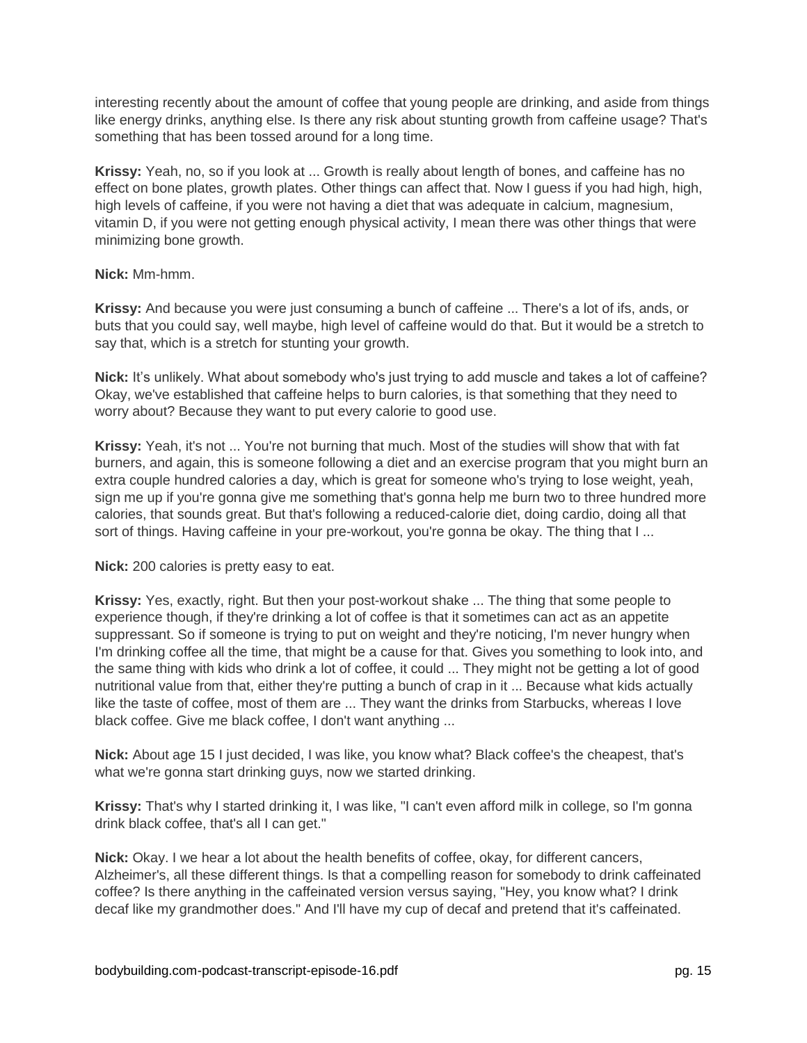interesting recently about the amount of coffee that young people are drinking, and aside from things like energy drinks, anything else. Is there any risk about stunting growth from caffeine usage? That's something that has been tossed around for a long time.

**Krissy:** Yeah, no, so if you look at ... Growth is really about length of bones, and caffeine has no effect on bone plates, growth plates. Other things can affect that. Now I guess if you had high, high, high levels of caffeine, if you were not having a diet that was adequate in calcium, magnesium, vitamin D, if you were not getting enough physical activity, I mean there was other things that were minimizing bone growth.

**Nick:** Mm-hmm.

**Krissy:** And because you were just consuming a bunch of caffeine ... There's a lot of ifs, ands, or buts that you could say, well maybe, high level of caffeine would do that. But it would be a stretch to say that, which is a stretch for stunting your growth.

**Nick:** It's unlikely. What about somebody who's just trying to add muscle and takes a lot of caffeine? Okay, we've established that caffeine helps to burn calories, is that something that they need to worry about? Because they want to put every calorie to good use.

**Krissy:** Yeah, it's not ... You're not burning that much. Most of the studies will show that with fat burners, and again, this is someone following a diet and an exercise program that you might burn an extra couple hundred calories a day, which is great for someone who's trying to lose weight, yeah, sign me up if you're gonna give me something that's gonna help me burn two to three hundred more calories, that sounds great. But that's following a reduced-calorie diet, doing cardio, doing all that sort of things. Having caffeine in your pre-workout, you're gonna be okay. The thing that I ...

**Nick:** 200 calories is pretty easy to eat.

**Krissy:** Yes, exactly, right. But then your post-workout shake ... The thing that some people to experience though, if they're drinking a lot of coffee is that it sometimes can act as an appetite suppressant. So if someone is trying to put on weight and they're noticing, I'm never hungry when I'm drinking coffee all the time, that might be a cause for that. Gives you something to look into, and the same thing with kids who drink a lot of coffee, it could ... They might not be getting a lot of good nutritional value from that, either they're putting a bunch of crap in it ... Because what kids actually like the taste of coffee, most of them are ... They want the drinks from Starbucks, whereas I love black coffee. Give me black coffee, I don't want anything ...

**Nick:** About age 15 I just decided, I was like, you know what? Black coffee's the cheapest, that's what we're gonna start drinking guys, now we started drinking.

**Krissy:** That's why I started drinking it, I was like, "I can't even afford milk in college, so I'm gonna drink black coffee, that's all I can get."

**Nick:** Okay. I we hear a lot about the health benefits of coffee, okay, for different cancers, Alzheimer's, all these different things. Is that a compelling reason for somebody to drink caffeinated coffee? Is there anything in the caffeinated version versus saying, "Hey, you know what? I drink decaf like my grandmother does." And I'll have my cup of decaf and pretend that it's caffeinated.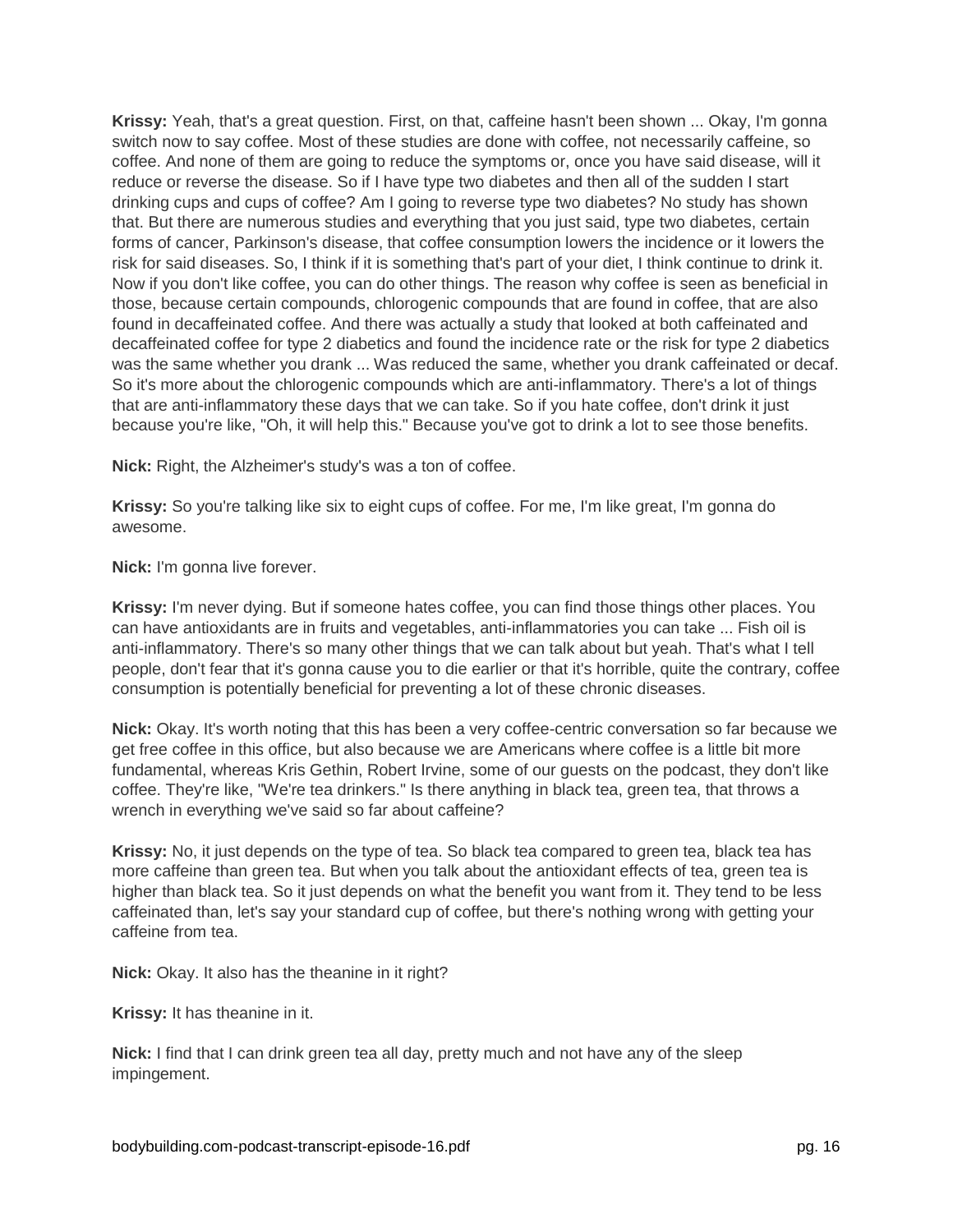**Krissy:** Yeah, that's a great question. First, on that, caffeine hasn't been shown ... Okay, I'm gonna switch now to say coffee. Most of these studies are done with coffee, not necessarily caffeine, so coffee. And none of them are going to reduce the symptoms or, once you have said disease, will it reduce or reverse the disease. So if I have type two diabetes and then all of the sudden I start drinking cups and cups of coffee? Am I going to reverse type two diabetes? No study has shown that. But there are numerous studies and everything that you just said, type two diabetes, certain forms of cancer, Parkinson's disease, that coffee consumption lowers the incidence or it lowers the risk for said diseases. So, I think if it is something that's part of your diet, I think continue to drink it. Now if you don't like coffee, you can do other things. The reason why coffee is seen as beneficial in those, because certain compounds, chlorogenic compounds that are found in coffee, that are also found in decaffeinated coffee. And there was actually a study that looked at both caffeinated and decaffeinated coffee for type 2 diabetics and found the incidence rate or the risk for type 2 diabetics was the same whether you drank ... Was reduced the same, whether you drank caffeinated or decaf. So it's more about the chlorogenic compounds which are anti-inflammatory. There's a lot of things that are anti-inflammatory these days that we can take. So if you hate coffee, don't drink it just because you're like, "Oh, it will help this." Because you've got to drink a lot to see those benefits.

**Nick:** Right, the Alzheimer's study's was a ton of coffee.

**Krissy:** So you're talking like six to eight cups of coffee. For me, I'm like great, I'm gonna do awesome.

**Nick:** I'm gonna live forever.

**Krissy:** I'm never dying. But if someone hates coffee, you can find those things other places. You can have antioxidants are in fruits and vegetables, anti-inflammatories you can take ... Fish oil is anti-inflammatory. There's so many other things that we can talk about but yeah. That's what I tell people, don't fear that it's gonna cause you to die earlier or that it's horrible, quite the contrary, coffee consumption is potentially beneficial for preventing a lot of these chronic diseases.

**Nick:** Okay. It's worth noting that this has been a very coffee-centric conversation so far because we get free coffee in this office, but also because we are Americans where coffee is a little bit more fundamental, whereas Kris Gethin, Robert Irvine, some of our guests on the podcast, they don't like coffee. They're like, "We're tea drinkers." Is there anything in black tea, green tea, that throws a wrench in everything we've said so far about caffeine?

**Krissy:** No, it just depends on the type of tea. So black tea compared to green tea, black tea has more caffeine than green tea. But when you talk about the antioxidant effects of tea, green tea is higher than black tea. So it just depends on what the benefit you want from it. They tend to be less caffeinated than, let's say your standard cup of coffee, but there's nothing wrong with getting your caffeine from tea.

**Nick:** Okay. It also has the theanine in it right?

**Krissy:** It has theanine in it.

**Nick:** I find that I can drink green tea all day, pretty much and not have any of the sleep impingement.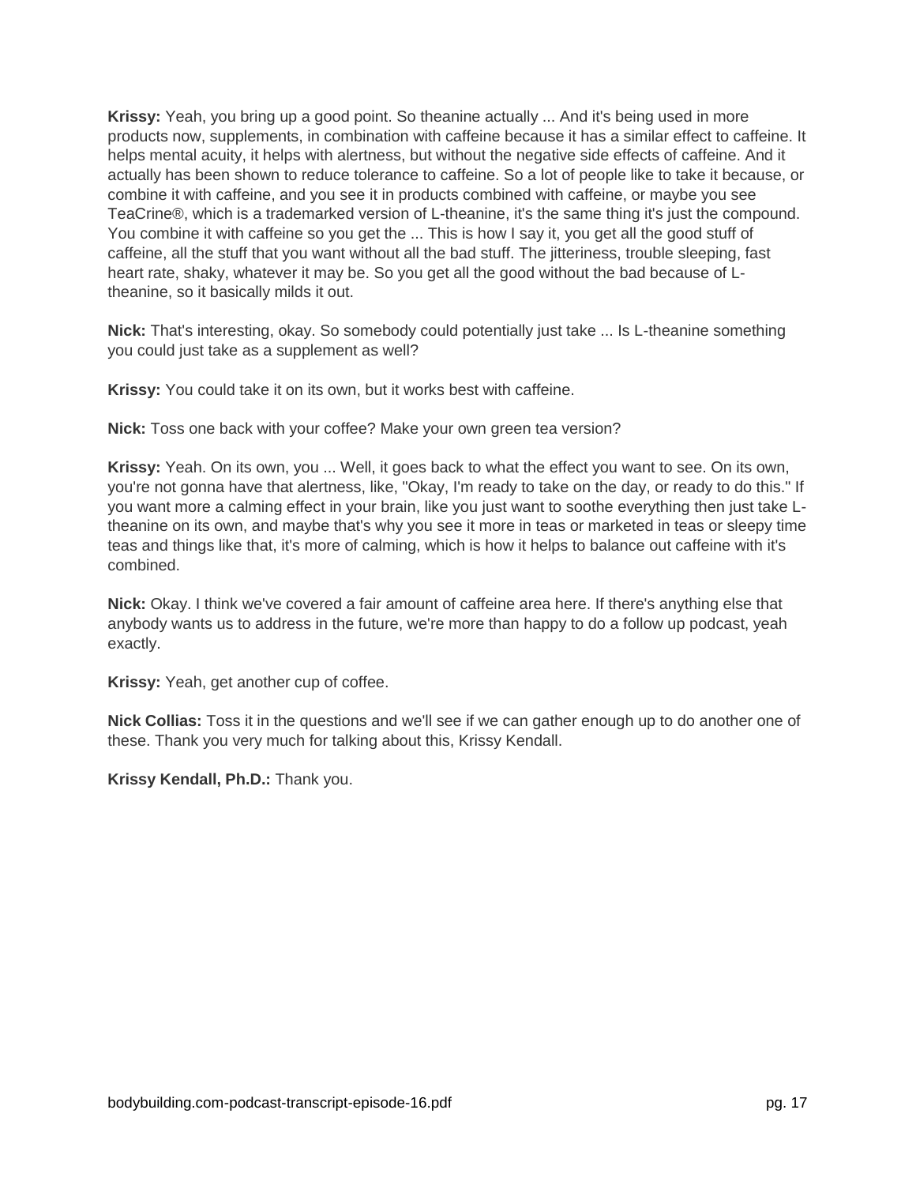**Krissy:** Yeah, you bring up a good point. So theanine actually ... And it's being used in more products now, supplements, in combination with caffeine because it has a similar effect to caffeine. It helps mental acuity, it helps with alertness, but without the negative side effects of caffeine. And it actually has been shown to reduce tolerance to caffeine. So a lot of people like to take it because, or combine it with caffeine, and you see it in products combined with caffeine, or maybe you see TeaCrine®, which is a trademarked version of L-theanine, it's the same thing it's just the compound. You combine it with caffeine so you get the ... This is how I say it, you get all the good stuff of caffeine, all the stuff that you want without all the bad stuff. The jitteriness, trouble sleeping, fast heart rate, shaky, whatever it may be. So you get all the good without the bad because of L-theanine, so it basically milds it out.

**Nick:** That's interesting, okay. So somebody could potentially just take ... Is L-theanine something you could just take as a supplement as well?

**Krissy:** You could take it on its own, but it works best with caffeine.

**Nick:** Toss one back with your coffee? Make your own green tea version?

**Krissy:** Yeah. On its own, you ... Well, it goes back to what the effect you want to see. On its own, you're not gonna have that alertness, like, "Okay, I'm ready to take on the day, or ready to do this." If you want more a calming effect in your brain, like you just want to soothe everything then just take L-theanine on its own, and maybe that's why you see it more in teas or marketed in teas or sleepy time teas and things like that, it's more of calming, which is how it helps to balance out caffeine with it's combined.

**Nick:** Okay. I think we've covered a fair amount of caffeine area here. If there's anything else that anybody wants us to address in the future, we're more than happy to do a follow up podcast, yeah exactly.

**Krissy:** Yeah, get another cup of coffee.

**Nick Collias:** Toss it in the questions and we'll see if we can gather enough up to do another one of these. Thank you very much for talking about this, Krissy Kendall.

**Krissy Kendall, Ph.D.:** Thank you.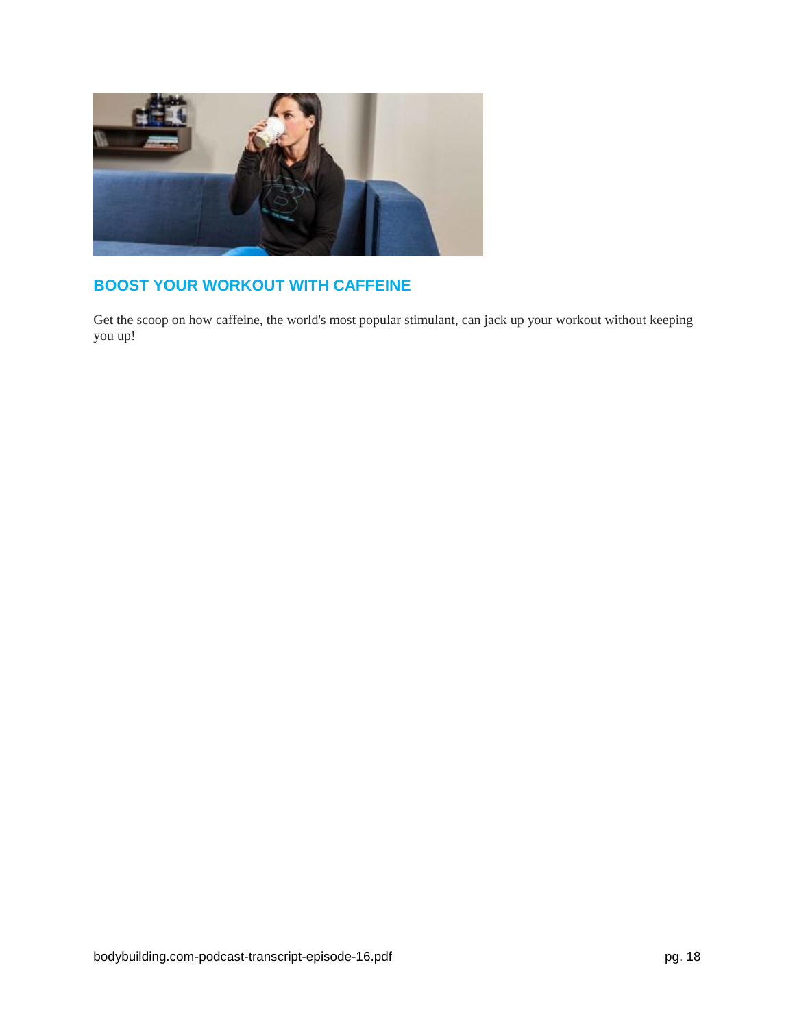## BOOST YOUR WORKOUT WITH CAFFEINE

Get the scoop on how caffeine, the world's most popular stimulant, can jack up your workout without keeping you up!